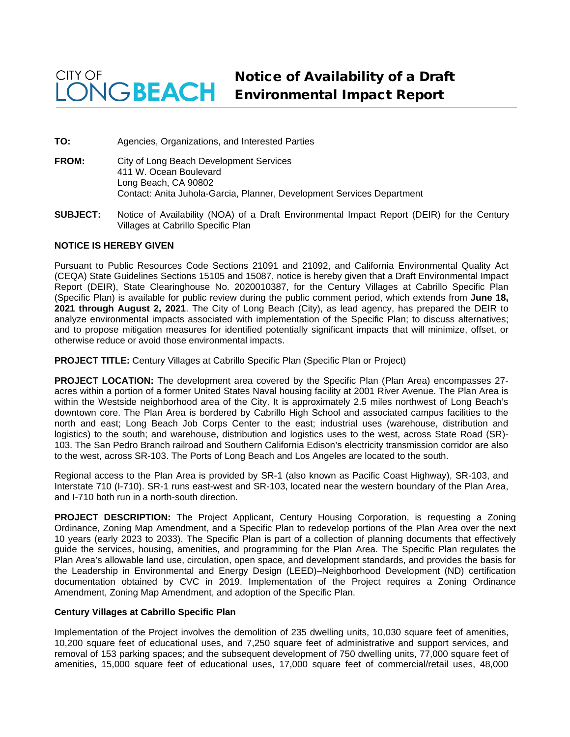CITY OF LONG BEACH

# Notice of Availability of a Draft Environmental Impact Report

**TO:** Agencies, Organizations, and Interested Parties

**FROM:** City of Long Beach Development Services
411 W. Ocean Boulevard
Long Beach, CA 90802
Contact: Anita Juhola-Garcia, Planner, Development Services Department

**SUBJECT:** Notice of Availability (NOA) of a Draft Environmental Impact Report (DEIR) for the Century Villages at Cabrillo Specific Plan

**NOTICE IS HEREBY GIVEN**

Pursuant to Public Resources Code Sections 21091 and 21092, and California Environmental Quality Act (CEQA) State Guidelines Sections 15105 and 15087, notice is hereby given that a Draft Environmental Impact Report (DEIR), State Clearinghouse No. 2020010387, for the Century Villages at Cabrillo Specific Plan (Specific Plan) is available for public review during the public comment period, which extends from **June 18, 2021 through August 2, 2021**. The City of Long Beach (City), as lead agency, has prepared the DEIR to analyze environmental impacts associated with implementation of the Specific Plan; to discuss alternatives; and to propose mitigation measures for identified potentially significant impacts that will minimize, offset, or otherwise reduce or avoid those environmental impacts.

**PROJECT TITLE:** Century Villages at Cabrillo Specific Plan (Specific Plan or Project)

**PROJECT LOCATION:** The development area covered by the Specific Plan (Plan Area) encompasses 27-acres within a portion of a former United States Naval housing facility at 2001 River Avenue. The Plan Area is within the Westside neighborhood area of the City. It is approximately 2.5 miles northwest of Long Beach's downtown core. The Plan Area is bordered by Cabrillo High School and associated campus facilities to the north and east; Long Beach Job Corps Center to the east; industrial uses (warehouse, distribution and logistics) to the south; and warehouse, distribution and logistics uses to the west, across State Road (SR)-103. The San Pedro Branch railroad and Southern California Edison's electricity transmission corridor are also to the west, across SR-103. The Ports of Long Beach and Los Angeles are located to the south.

Regional access to the Plan Area is provided by SR-1 (also known as Pacific Coast Highway), SR-103, and Interstate 710 (I-710). SR-1 runs east-west and SR-103, located near the western boundary of the Plan Area, and I-710 both run in a north-south direction.

**PROJECT DESCRIPTION:** The Project Applicant, Century Housing Corporation, is requesting a Zoning Ordinance, Zoning Map Amendment, and a Specific Plan to redevelop portions of the Plan Area over the next 10 years (early 2023 to 2033). The Specific Plan is part of a collection of planning documents that effectively guide the services, housing, amenities, and programming for the Plan Area. The Specific Plan regulates the Plan Area's allowable land use, circulation, open space, and development standards, and provides the basis for the Leadership in Environmental and Energy Design (LEED)–Neighborhood Development (ND) certification documentation obtained by CVC in 2019. Implementation of the Project requires a Zoning Ordinance Amendment, Zoning Map Amendment, and adoption of the Specific Plan.

**Century Villages at Cabrillo Specific Plan**

Implementation of the Project involves the demolition of 235 dwelling units, 10,030 square feet of amenities, 10,200 square feet of educational uses, and 7,250 square feet of administrative and support services, and removal of 153 parking spaces; and the subsequent development of 750 dwelling units, 77,000 square feet of amenities, 15,000 square feet of educational uses, 17,000 square feet of commercial/retail uses, 48,000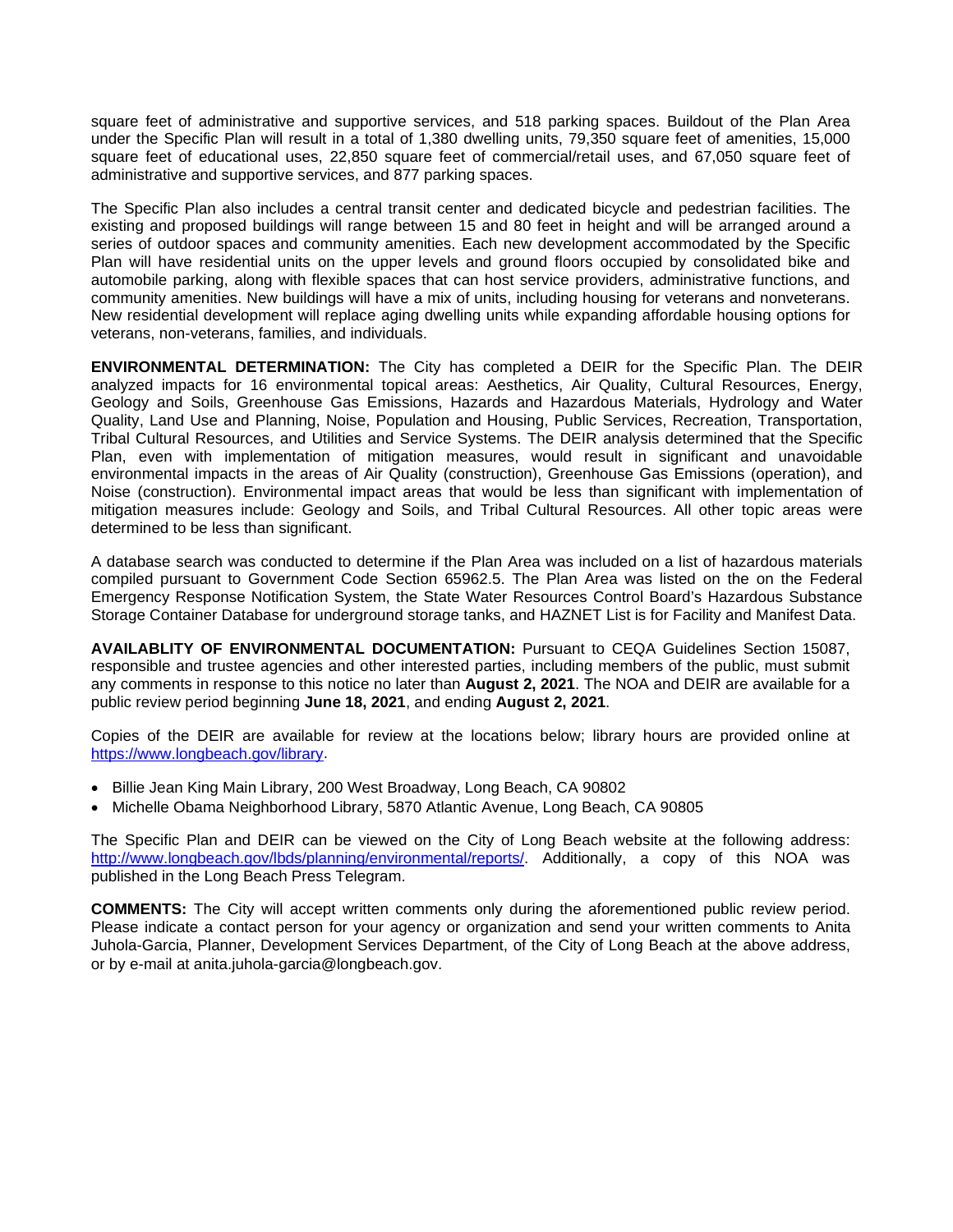square feet of administrative and supportive services, and 518 parking spaces. Buildout of the Plan Area under the Specific Plan will result in a total of 1,380 dwelling units, 79,350 square feet of amenities, 15,000 square feet of educational uses, 22,850 square feet of commercial/retail uses, and 67,050 square feet of administrative and supportive services, and 877 parking spaces.

The Specific Plan also includes a central transit center and dedicated bicycle and pedestrian facilities. The existing and proposed buildings will range between 15 and 80 feet in height and will be arranged around a series of outdoor spaces and community amenities. Each new development accommodated by the Specific Plan will have residential units on the upper levels and ground floors occupied by consolidated bike and automobile parking, along with flexible spaces that can host service providers, administrative functions, and community amenities. New buildings will have a mix of units, including housing for veterans and nonveterans. New residential development will replace aging dwelling units while expanding affordable housing options for veterans, non-veterans, families, and individuals.

**ENVIRONMENTAL DETERMINATION:** The City has completed a DEIR for the Specific Plan. The DEIR analyzed impacts for 16 environmental topical areas: Aesthetics, Air Quality, Cultural Resources, Energy, Geology and Soils, Greenhouse Gas Emissions, Hazards and Hazardous Materials, Hydrology and Water Quality, Land Use and Planning, Noise, Population and Housing, Public Services, Recreation, Transportation, Tribal Cultural Resources, and Utilities and Service Systems. The DEIR analysis determined that the Specific Plan, even with implementation of mitigation measures, would result in significant and unavoidable environmental impacts in the areas of Air Quality (construction), Greenhouse Gas Emissions (operation), and Noise (construction). Environmental impact areas that would be less than significant with implementation of mitigation measures include: Geology and Soils, and Tribal Cultural Resources. All other topic areas were determined to be less than significant.

A database search was conducted to determine if the Plan Area was included on a list of hazardous materials compiled pursuant to Government Code Section 65962.5. The Plan Area was listed on the on the Federal Emergency Response Notification System, the State Water Resources Control Board's Hazardous Substance Storage Container Database for underground storage tanks, and HAZNET List is for Facility and Manifest Data.

**AVAILABLITY OF ENVIRONMENTAL DOCUMENTATION:** Pursuant to CEQA Guidelines Section 15087, responsible and trustee agencies and other interested parties, including members of the public, must submit any comments in response to this notice no later than **August 2, 2021**. The NOA and DEIR are available for a public review period beginning **June 18, 2021**, and ending **August 2, 2021**.

Copies of the DEIR are available for review at the locations below; library hours are provided online at https://www.longbeach.gov/library.

- Billie Jean King Main Library, 200 West Broadway, Long Beach, CA 90802
- Michelle Obama Neighborhood Library, 5870 Atlantic Avenue, Long Beach, CA 90805

The Specific Plan and DEIR can be viewed on the City of Long Beach website at the following address: http://www.longbeach.gov/lbds/planning/environmental/reports/. Additionally, a copy of this NOA was published in the Long Beach Press Telegram.

**COMMENTS:** The City will accept written comments only during the aforementioned public review period. Please indicate a contact person for your agency or organization and send your written comments to Anita Juhola-Garcia, Planner, Development Services Department, of the City of Long Beach at the above address, or by e-mail at anita.juhola-garcia@longbeach.gov.